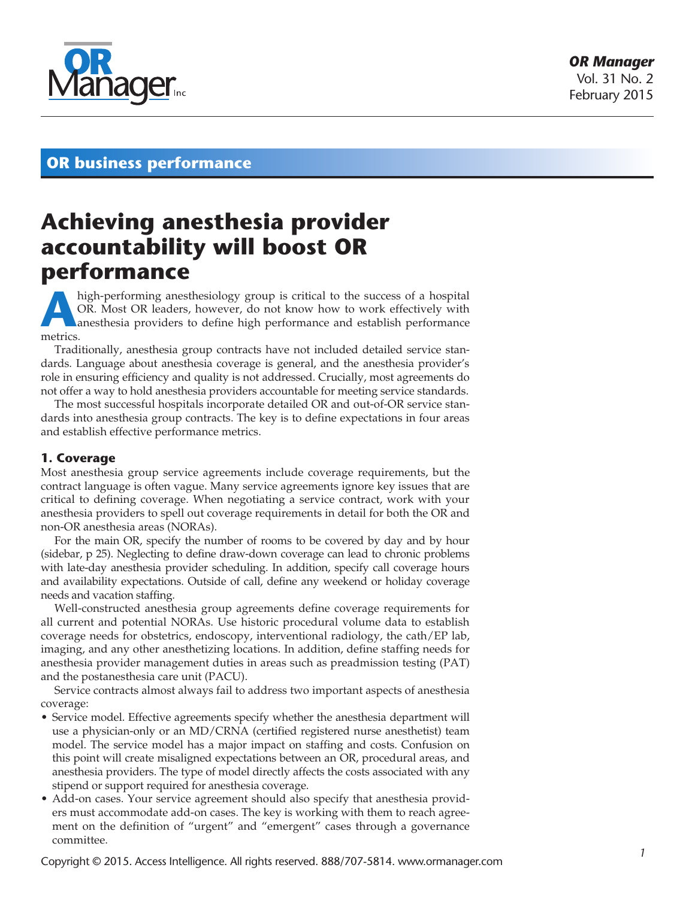## OR business performance

# Achieving anesthesia provider accountability will boost OR performance

A high-performing anesthesiology group is critical to the success of a hospital OR. Most OR leaders, however, do not know how to work effectively with anesthesia providers to define high performance and establish performance metrics.

Traditionally, anesthesia group contracts have not included detailed service standards. Language about anesthesia coverage is general, and the anesthesia provider's role in ensuring efficiency and quality is not addressed. Crucially, most agreements do not offer a way to hold anesthesia providers accountable for meeting service standards.

The most successful hospitals incorporate detailed OR and out-of-OR service standards into anesthesia group contracts. The key is to define expectations in four areas and establish effective performance metrics.

### 1. Coverage

Most anesthesia group service agreements include coverage requirements, but the contract language is often vague. Many service agreements ignore key issues that are critical to defining coverage. When negotiating a service contract, work with your anesthesia providers to spell out coverage requirements in detail for both the OR and non-OR anesthesia areas (NORAs).

For the main OR, specify the number of rooms to be covered by day and by hour (sidebar, p 25). Neglecting to define draw-down coverage can lead to chronic problems with late-day anesthesia provider scheduling. In addition, specify call coverage hours and availability expectations. Outside of call, define any weekend or holiday coverage needs and vacation staffing.

Well-constructed anesthesia group agreements define coverage requirements for all current and potential NORAs. Use historic procedural volume data to establish coverage needs for obstetrics, endoscopy, interventional radiology, the cath/EP lab, imaging, and any other anesthetizing locations. In addition, define staffing needs for anesthesia provider management duties in areas such as preadmission testing (PAT) and the postanesthesia care unit (PACU).

Service contracts almost always fail to address two important aspects of anesthesia coverage:

- Service model. Effective agreements specify whether the anesthesia department will use a physician-only or an MD/CRNA (certified registered nurse anesthetist) team model. The service model has a major impact on staffing and costs. Confusion on this point will create misaligned expectations between an OR, procedural areas, and anesthesia providers. The type of model directly affects the costs associated with any stipend or support required for anesthesia coverage.
- Add-on cases. Your service agreement should also specify that anesthesia providers must accommodate add-on cases. The key is working with them to reach agreement on the definition of "urgent" and "emergent" cases through a governance committee.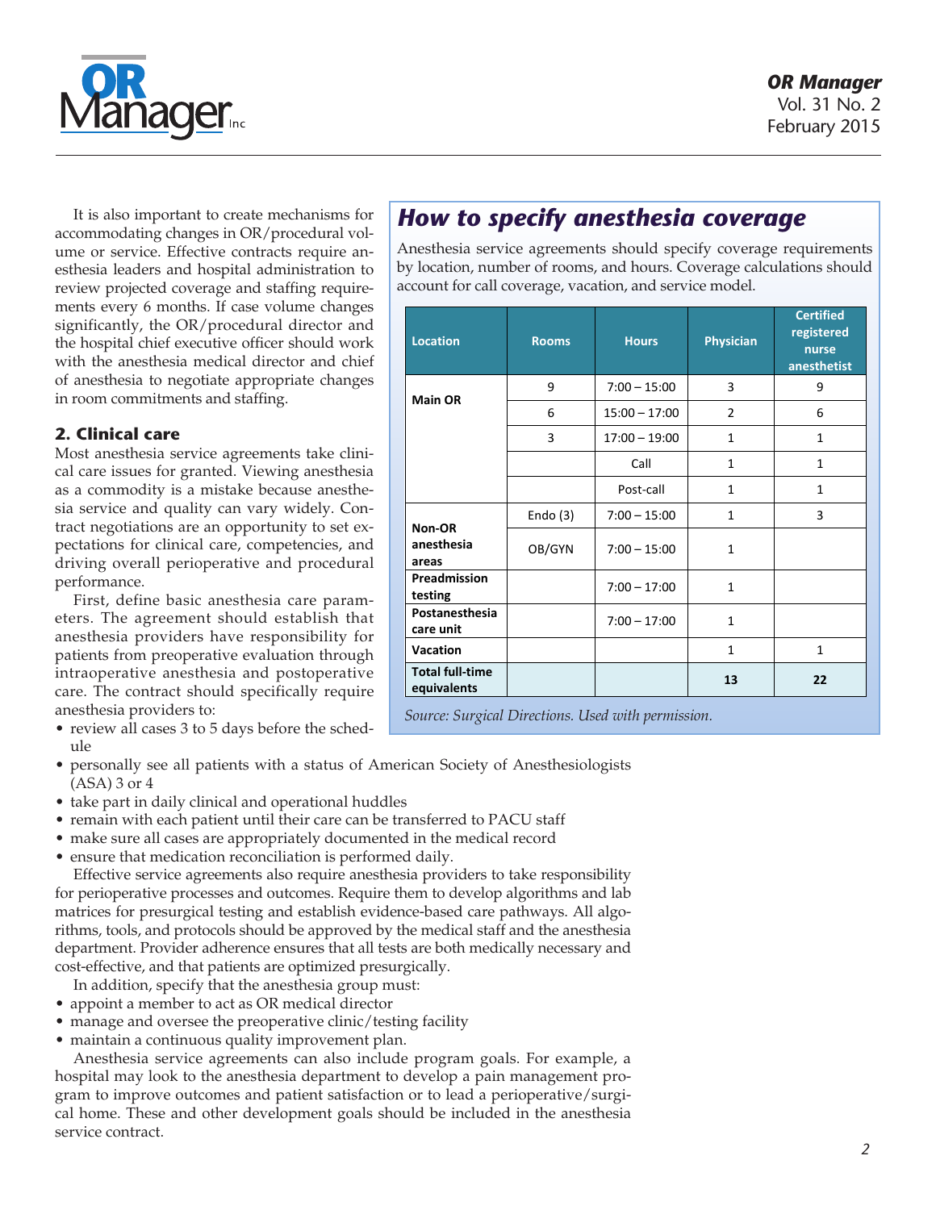It is also important to create mechanisms for accommodating changes in OR/procedural volume or service. Effective contracts require anesthesia leaders and hospital administration to review projected coverage and staffing requirements every 6 months. If case volume changes significantly, the OR/procedural director and the hospital chief executive officer should work with the anesthesia medical director and chief of anesthesia to negotiate appropriate changes in room commitments and staffing.

## 2. Clinical care

Most anesthesia service agreements take clinical care issues for granted. Viewing anesthesia as a commodity is a mistake because anesthesia service and quality can vary widely. Contract negotiations are an opportunity to set expectations for clinical care, competencies, and driving overall perioperative and procedural performance.

First, define basic anesthesia care parameters. The agreement should establish that anesthesia providers have responsibility for patients from preoperative evaluation through intraoperative anesthesia and postoperative care. The contract should specifically require anesthesia providers to:

- review all cases 3 to 5 days before the schedule
- personally see all patients with a status of American Society of Anesthesiologists (ASA) 3 or 4
- take part in daily clinical and operational huddles
- remain with each patient until their care can be transferred to PACU staff
- make sure all cases are appropriately documented in the medical record
- ensure that medication reconciliation is performed daily.

Effective service agreements also require anesthesia providers to take responsibility for perioperative processes and outcomes. Require them to develop algorithms and lab matrices for presurgical testing and establish evidence-based care pathways. All algorithms, tools, and protocols should be approved by the medical staff and the anesthesia department. Provider adherence ensures that all tests are both medically necessary and cost-effective, and that patients are optimized presurgically.

In addition, specify that the anesthesia group must:

- appoint a member to act as OR medical director
- manage and oversee the preoperative clinic/testing facility
- maintain a continuous quality improvement plan.

Anesthesia service agreements can also include program goals. For example, a hospital may look to the anesthesia department to develop a pain management program to improve outcomes and patient satisfaction or to lead a perioperative/surgical home. These and other development goals should be included in the anesthesia service contract.

## *How to specify anesthesia coverage*

Anesthesia service agreements should specify coverage requirements by location, number of rooms, and hours. Coverage calculations should account for call coverage, vacation, and service model.

| Location | Rooms | Hours | Physician | Certified registered nurse anesthetist |
|---|---|---|---|---|
| **Main OR** | 9 | 7:00 – 15:00 | 3 | 9 |
| | 6 | 15:00 – 17:00 | 2 | 6 |
| | 3 | 17:00 – 19:00 | 1 | 1 |
| | | Call | 1 | 1 |
| | | Post-call | 1 | 1 |
| **Non-OR anesthesia areas** | Endo (3) | 7:00 – 15:00 | 1 | 3 |
| | OB/GYN | 7:00 – 15:00 | 1 | |
| **Preadmission testing** | | 7:00 – 17:00 | 1 | |
| **Postanesthesia care unit** | | 7:00 – 17:00 | 1 | |
| **Vacation** | | | 1 | 1 |
| **Total full-time equivalents** | | | **13** | **22** |

*Source: Surgical Directions. Used with permission.*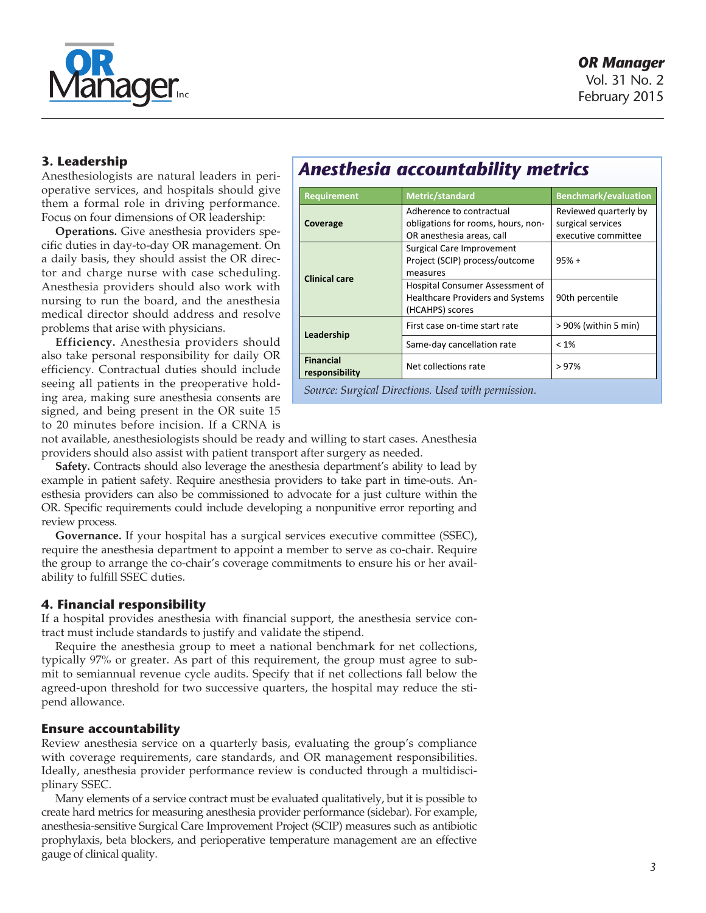### 3. Leadership

Anesthesiologists are natural leaders in perioperative services, and hospitals should give them a formal role in driving performance. Focus on four dimensions of OR leadership:

**Operations.** Give anesthesia providers specific duties in day-to-day OR management. On a daily basis, they should assist the OR director and charge nurse with case scheduling. Anesthesia providers should also work with nursing to run the board, and the anesthesia medical director should address and resolve problems that arise with physicians.

**Efficiency.** Anesthesia providers should also take personal responsibility for daily OR efficiency. Contractual duties should include seeing all patients in the preoperative holding area, making sure anesthesia consents are signed, and being present in the OR suite 15 to 20 minutes before incision. If a CRNA is not available, anesthesiologists should be ready and willing to start cases. Anesthesia providers should also assist with patient transport after surgery as needed.

**Safety.** Contracts should also leverage the anesthesia department's ability to lead by example in patient safety. Require anesthesia providers to take part in time-outs. Anesthesia providers can also be commissioned to advocate for a just culture within the OR. Specific requirements could include developing a nonpunitive error reporting and review process.

**Governance.** If your hospital has a surgical services executive committee (SSEC), require the anesthesia department to appoint a member to serve as co-chair. Require the group to arrange the co-chair's coverage commitments to ensure his or her availability to fulfill SSEC duties.

### 4. Financial responsibility

If a hospital provides anesthesia with financial support, the anesthesia service contract must include standards to justify and validate the stipend.

Require the anesthesia group to meet a national benchmark for net collections, typically 97% or greater. As part of this requirement, the group must agree to submit to semiannual revenue cycle audits. Specify that if net collections fall below the agreed-upon threshold for two successive quarters, the hospital may reduce the stipend allowance.

### Ensure accountability

Review anesthesia service on a quarterly basis, evaluating the group's compliance with coverage requirements, care standards, and OR management responsibilities. Ideally, anesthesia provider performance review is conducted through a multidisciplinary SSEC.

Many elements of a service contract must be evaluated qualitatively, but it is possible to create hard metrics for measuring anesthesia provider performance (sidebar). For example, anesthesia-sensitive Surgical Care Improvement Project (SCIP) measures such as antibiotic prophylaxis, beta blockers, and perioperative temperature management are an effective gauge of clinical quality.

## Anesthesia accountability metrics

| Requirement | Metric/standard | Benchmark/evaluation |
|---|---|---|
| **Coverage** | Adherence to contractual obligations for rooms, hours, non-OR anesthesia areas, call | Reviewed quarterly by surgical services executive committee |
| **Clinical care** | Surgical Care Improvement Project (SCIP) process/outcome measures | 95% + |
| | Hospital Consumer Assessment of Healthcare Providers and Systems (HCAHPS) scores | 90th percentile |
| **Leadership** | First case on-time start rate | > 90% (within 5 min) |
| | Same-day cancellation rate | < 1% |
| **Financial responsibility** | Net collections rate | > 97% |

*Source: Surgical Directions. Used with permission.*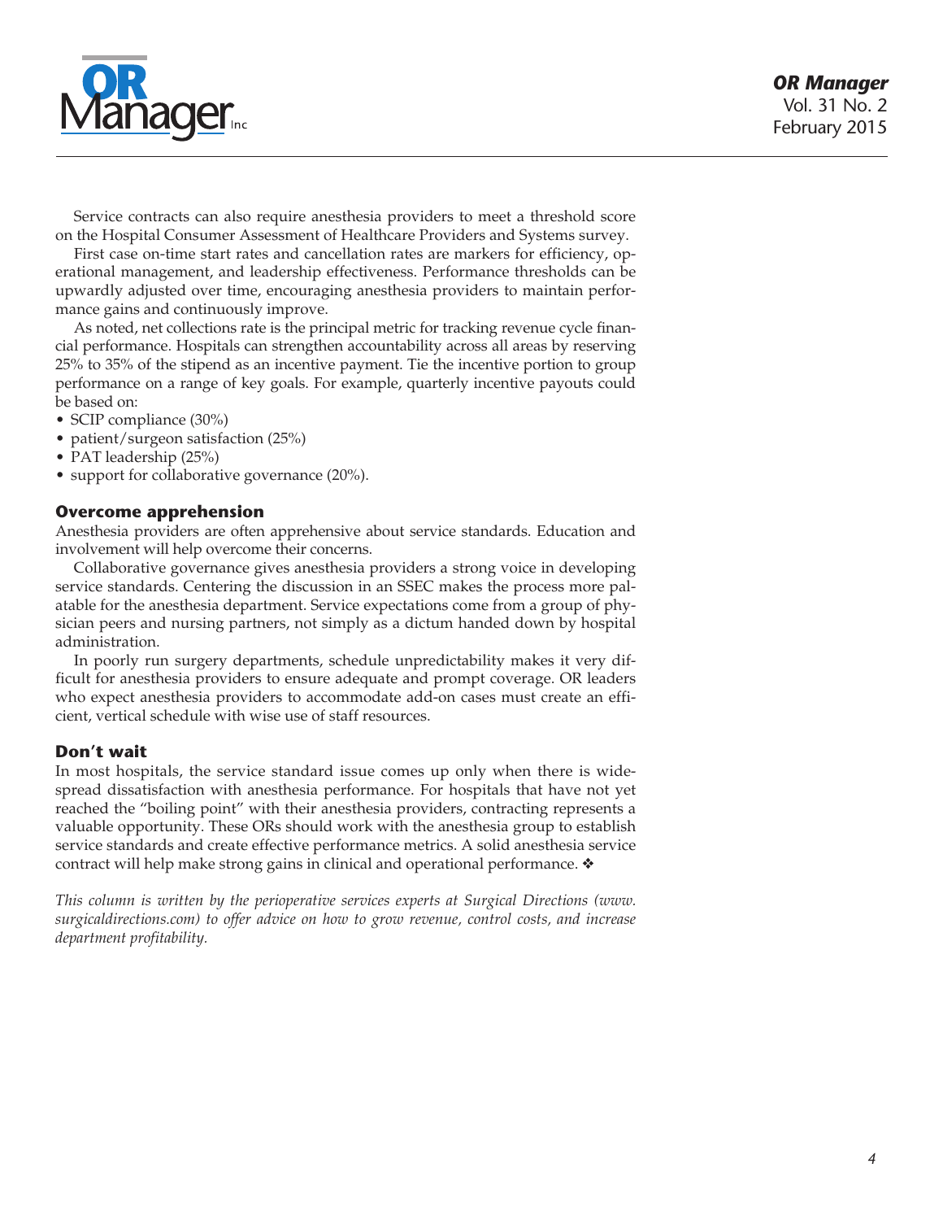Service contracts can also require anesthesia providers to meet a threshold score on the Hospital Consumer Assessment of Healthcare Providers and Systems survey.

First case on-time start rates and cancellation rates are markers for efficiency, operational management, and leadership effectiveness. Performance thresholds can be upwardly adjusted over time, encouraging anesthesia providers to maintain performance gains and continuously improve.

As noted, net collections rate is the principal metric for tracking revenue cycle financial performance. Hospitals can strengthen accountability across all areas by reserving 25% to 35% of the stipend as an incentive payment. Tie the incentive portion to group performance on a range of key goals. For example, quarterly incentive payouts could be based on:

- SCIP compliance (30%)
- patient/surgeon satisfaction (25%)
- PAT leadership (25%)
- support for collaborative governance (20%).

## Overcome apprehension

Anesthesia providers are often apprehensive about service standards. Education and involvement will help overcome their concerns.

Collaborative governance gives anesthesia providers a strong voice in developing service standards. Centering the discussion in an SSEC makes the process more palatable for the anesthesia department. Service expectations come from a group of physician peers and nursing partners, not simply as a dictum handed down by hospital administration.

In poorly run surgery departments, schedule unpredictability makes it very difficult for anesthesia providers to ensure adequate and prompt coverage. OR leaders who expect anesthesia providers to accommodate add-on cases must create an efficient, vertical schedule with wise use of staff resources.

## Don't wait

In most hospitals, the service standard issue comes up only when there is widespread dissatisfaction with anesthesia performance. For hospitals that have not yet reached the "boiling point" with their anesthesia providers, contracting represents a valuable opportunity. These ORs should work with the anesthesia group to establish service standards and create effective performance metrics. A solid anesthesia service contract will help make strong gains in clinical and operational performance. ❖

*This column is written by the perioperative services experts at Surgical Directions (www.surgicaldirections.com) to offer advice on how to grow revenue, control costs, and increase department profitability.*